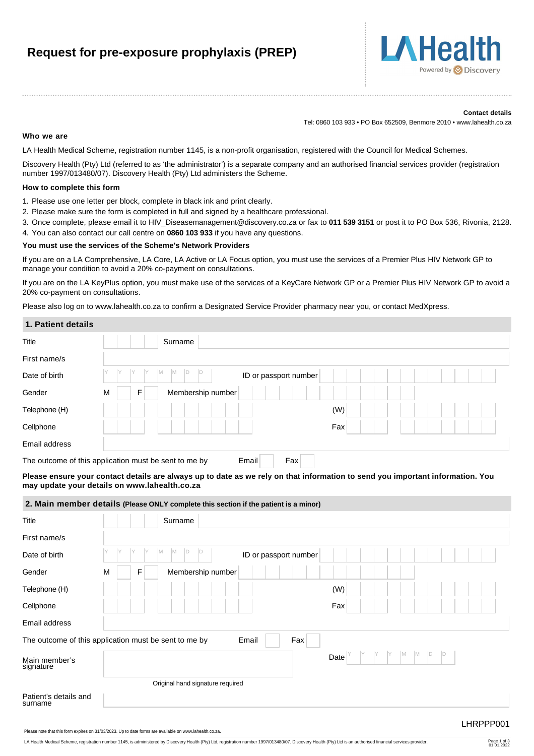# Request for pre-exposure prophylaxis (PREP)

LA Health
Powered by Discovery

**Contact details**

Tel: 0860 103 933 • PO Box 652509, Benmore 2010 • www.lahealth.co.za

**Who we are**

LA Health Medical Scheme, registration number 1145, is a non-profit organisation, registered with the Council for Medical Schemes.

Discovery Health (Pty) Ltd (referred to as 'the administrator') is a separate company and an authorised financial services provider (registration number 1997/013480/07). Discovery Health (Pty) Ltd administers the Scheme.

**How to complete this form**

1. Please use one letter per block, complete in black ink and print clearly.
2. Please make sure the form is completed in full and signed by a healthcare professional.
3. Once complete, please email it to HIV_Diseasemanagement@discovery.co.za or fax to **011 539 3151** or post it to PO Box 536, Rivonia, 2128.
4. You can also contact our call centre on **0860 103 933** if you have any questions.

**You must use the services of the Scheme's Network Providers**

If you are on a LA Comprehensive, LA Core, LA Active or LA Focus option, you must use the services of a Premier Plus HIV Network GP to manage your condition to avoid a 20% co-payment on consultations.

If you are on the LA KeyPlus option, you must make use of the services of a KeyCare Network GP or a Premier Plus HIV Network GP to avoid a 20% co-payment on consultations.

Please also log on to www.lahealth.co.za to confirm a Designated Service Provider pharmacy near you, or contact MedXpress.

## 1. Patient details

| | | | |
|---|---|---|---|
| Title | | Surname | |
| First name/s | | | |
| Date of birth | Y Y Y Y M M D D | ID or passport number | |
| Gender | M ☐ F ☐ | Membership number | |
| Telephone (H) | | (W) | |
| Cellphone | | Fax | |
| Email address | | | |

The outcome of this application must be sent to me by Email ☐ Fax ☐

**Please ensure your contact details are always up to date as we rely on that information to send you important information. You may update your details on www.lahealth.co.za**

## 2. Main member details (Please ONLY complete this section if the patient is a minor)

| | | | |
|---|---|---|---|
| Title | | Surname | |
| First name/s | | | |
| Date of birth | Y Y Y Y M M D D | ID or passport number | |
| Gender | M ☐ F ☐ | Membership number | |
| Telephone (H) | | (W) | |
| Cellphone | | Fax | |
| Email address | | | |

The outcome of this application must be sent to me by Email ☐ Fax ☐

| | | | |
|---|---|---|---|
| Main member's signature | | Date | Y Y Y Y M M D D |

Original hand signature required

| | |
|---|---|
| Patient's details and surname | |

LHRPPP001

Please note that this form expires on 31/03/2023. Up to date forms are available on www.lahealth.co.za.

LA Health Medical Scheme, registration number 1145, is administered by Discovery Health (Pty) Ltd, registration number 1997/013480/07. Discovery Health (Pty) Ltd is an authorised financial services provider.

01.01.2022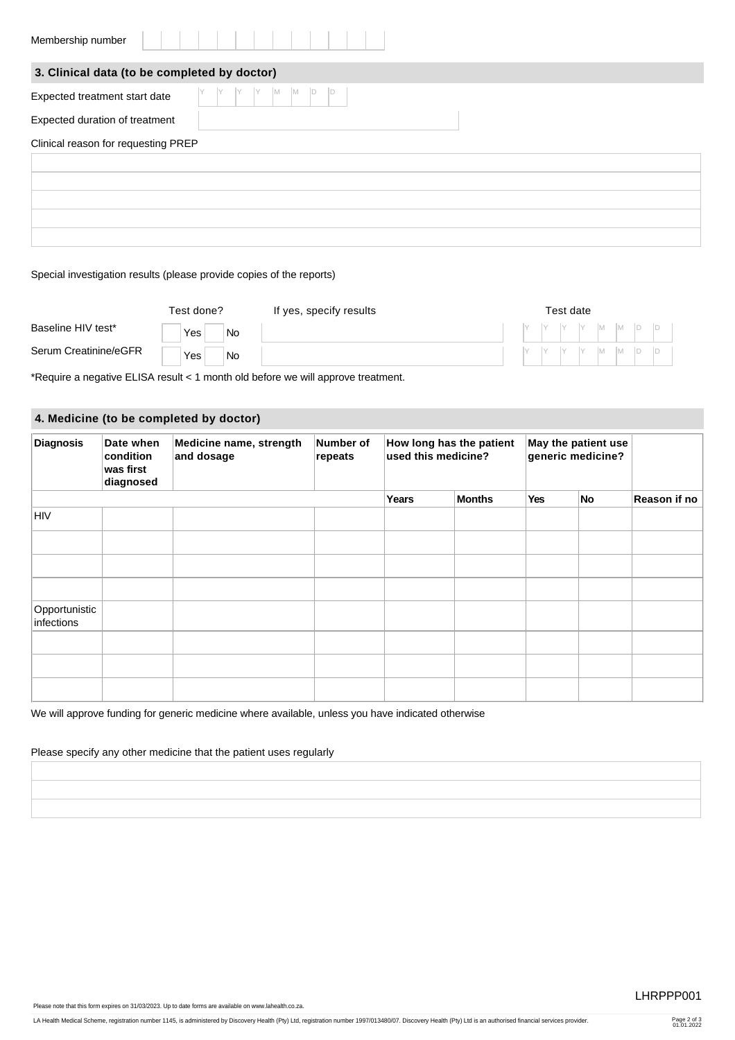Membership number | | | | | | | | | | | | | |

## 3. Clinical data (to be completed by doctor)

Expected treatment start date | Y | Y | Y | Y | M | M | D | D |

Expected duration of treatment

Clinical reason for requesting PREP

Special investigation results (please provide copies of the reports)

| | Test done? | If yes, specify results | Test date |
|---|---|---|---|
| Baseline HIV test* | Yes No | | Y Y Y Y M M D D |
| Serum Creatinine/eGFR | Yes No | | Y Y Y Y M M D D |

*Require a negative ELISA result < 1 month old before we will approve treatment.

## 4. Medicine (to be completed by doctor)

| Diagnosis | Date when condition was first diagnosed | Medicine name, strength and dosage | Number of repeats | How long has the patient used this medicine? | | May the patient use generic medicine? | | |
|---|---|---|---|---|---|---|---|---|
| | | | | Years | Months | Yes | No | Reason if no |
| HIV | | | | | | | | |
| | | | | | | | | |
| | | | | | | | | |
| | | | | | | | | |
| Opportunistic infections | | | | | | | | |
| | | | | | | | | |
| | | | | | | | | |
| | | | | | | | | |

We will approve funding for generic medicine where available, unless you have indicated otherwise

Please specify any other medicine that the patient uses regularly

LHRPPP001

Please note that this form expires on 31/03/2023. Up to date forms are available on www.lahealth.co.za.

LA Health Medical Scheme, registration number 1145, is administered by Discovery Health (Pty) Ltd, registration number 1997/013480/07. Discovery Health (Pty) Ltd is an authorised financial services provider.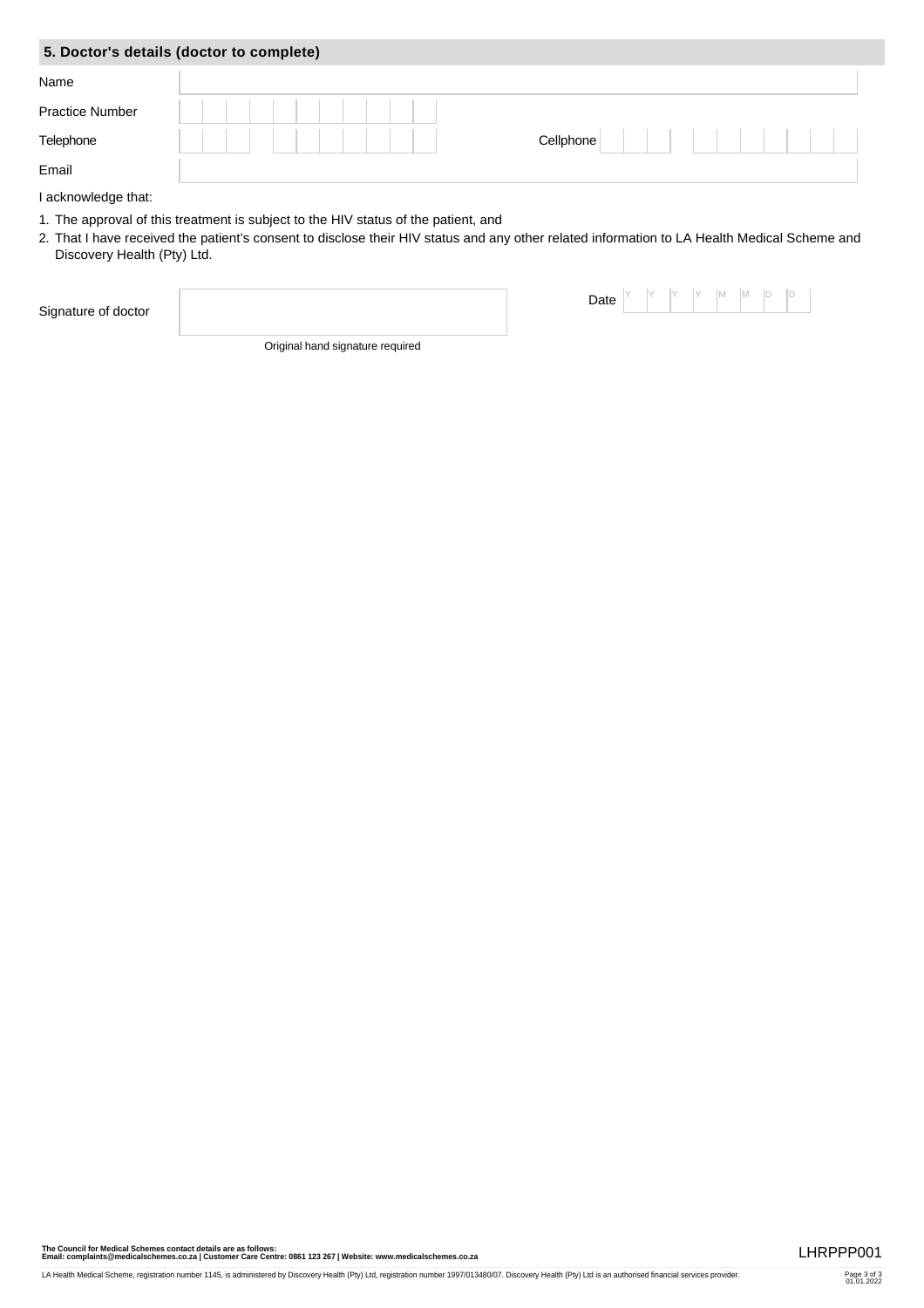## 5. Doctor's details (doctor to complete)

| | |
|---|---|
| Name | |
| Practice Number | |
| Telephone | |
| Cellphone | |
| Email | |

I acknowledge that:

1. The approval of this treatment is subject to the HIV status of the patient, and
2. That I have received the patient's consent to disclose their HIV status and any other related information to LA Health Medical Scheme and Discovery Health (Pty) Ltd.

Signature of doctor

Original hand signature required

Date Y Y Y Y M M D D

**The Council for Medical Schemes contact details are as follows:**
**Email: complaints@medicalschemes.co.za | Customer Care Centre: 0861 123 267 | Website: www.medicalschemes.co.za**

LHRPPP001

LA Health Medical Scheme, registration number 1145, is administered by Discovery Health (Pty) Ltd, registration number 1997/013480/07. Discovery Health (Pty) Ltd is an authorised financial services provider.

01.01.2022